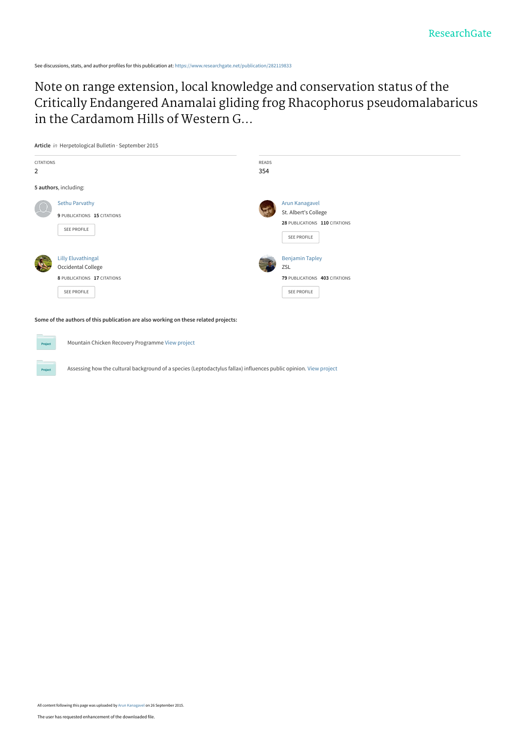ResearchGate

See discussions, stats, and author profiles for this publication at: https://www.researchgate.net/publication/282119833

# Note on range extension, local knowledge and conservation status of the Critically Endangered Anamalai gliding frog Rhacophorus pseudomalabaricus in the Cardamom Hills of Western G...

**Article** *in* Herpetological Bulletin · September 2015

CITATIONS
2

READS
354

**5 authors**, including:

Sethu Parvathy
**9** PUBLICATIONS **15** CITATIONS
SEE PROFILE

Arun Kanagavel
St. Albert's College
**28** PUBLICATIONS **110** CITATIONS
SEE PROFILE

Lilly Eluvathingal
Occidental College
**8** PUBLICATIONS **17** CITATIONS
SEE PROFILE

Benjamin Tapley
ZSL
**79** PUBLICATIONS **403** CITATIONS
SEE PROFILE

**Some of the authors of this publication are also working on these related projects:**

Mountain Chicken Recovery Programme View project

Assessing how the cultural background of a species (Leptodactylus fallax) influences public opinion. View project

All content following this page was uploaded by Arun Kanagavel on 26 September 2015.

The user has requested enhancement of the downloaded file.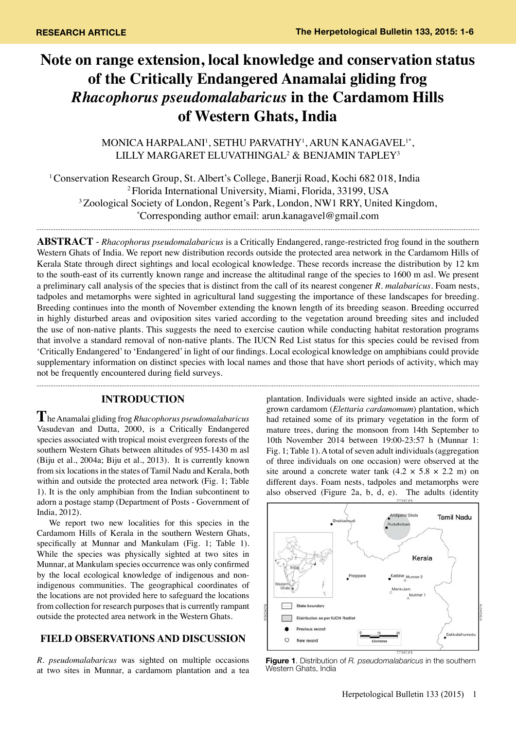# Note on range extension, local knowledge and conservation status of the Critically Endangered Anamalai gliding frog *Rhacophorus pseudomalabaricus* in the Cardamom Hills of Western Ghats, India

MONICA HARPALANI[1], SETHU PARVATHY[1], ARUN KANAGAVEL[1*], LILLY MARGARET ELUVATHINGAL[2] & BENJAMIN TAPLEY[3]

[1] Conservation Research Group, St. Albert's College, Banerji Road, Kochi 682 018, India
[2] Florida International University, Miami, Florida, 33199, USA
[3] Zoological Society of London, Regent's Park, London, NW1 RRY, United Kingdom,
[*] Corresponding author email: arun.kanagavel@gmail.com

**ABSTRACT** - *Rhacophorus pseudomalabaricus* is a Critically Endangered, range-restricted frog found in the southern Western Ghats of India. We report new distribution records outside the protected area network in the Cardamom Hills of Kerala State through direct sightings and local ecological knowledge. These records increase the distribution by 12 km to the south-east of its currently known range and increase the altitudinal range of the species to 1600 m asl. We present a preliminary call analysis of the species that is distinct from the call of its nearest congener *R. malabaricus*. Foam nests, tadpoles and metamorphs were sighted in agricultural land suggesting the importance of these landscapes for breeding. Breeding continues into the month of November extending the known length of its breeding season. Breeding occurred in highly disturbed areas and oviposition sites varied according to the vegetation around breeding sites and included the use of non-native plants. This suggests the need to exercise caution while conducting habitat restoration programs that involve a standard removal of non-native plants. The IUCN Red List status for this species could be revised from 'Critically Endangered' to 'Endangered' in light of our findings. Local ecological knowledge on amphibians could provide supplementary information on distinct species with local names and those that have short periods of activity, which may not be frequently encountered during field surveys.

## INTRODUCTION

The Anamalai gliding frog *Rhacophorus pseudomalabaricus* Vasudevan and Dutta, 2000, is a Critically Endangered species associated with tropical moist evergreen forests of the southern Western Ghats between altitudes of 955-1430 m asl (Biju et al., 2004a; Biju et al., 2013). It is currently known from six locations in the states of Tamil Nadu and Kerala, both within and outside the protected area network (Fig. 1; Table 1). It is the only amphibian from the Indian subcontinent to adorn a postage stamp (Department of Posts - Government of India, 2012).

We report two new localities for this species in the Cardamom Hills of Kerala in the southern Western Ghats, specifically at Munnar and Mankulam (Fig. 1; Table 1). While the species was physically sighted at two sites in Munnar, at Mankulam species occurrence was only confirmed by the local ecological knowledge of indigenous and non-indigenous communities. The geographical coordinates of the locations are not provided here to safeguard the locations from collection for research purposes that is currently rampant outside the protected area network in the Western Ghats.

## FIELD OBSERVATIONS AND DISCUSSION

*R. pseudomalabaricus* was sighted on multiple occasions at two sites in Munnar, a cardamom plantation and a tea plantation. Individuals were sighted inside an active, shade-grown cardamom (*Elettaria cardamomum*) plantation, which had retained some of its primary vegetation in the form of mature trees, during the monsoon from 14th September to 10th November 2014 between 19:00-23:57 h (Munnar 1: Fig. 1; Table 1). A total of seven adult individuals (aggregation of three individuals on one occasion) were observed at the site around a concrete water tank ($4.2 \times 5.8 \times 2.2$ m) on different days. Foam nests, tadpoles and metamorphs were also observed (Figure 2a, b, d, e). The adults (identity

**Figure 1**. Distribution of *R. pseudomalabaricus* in the southern Western Ghats, India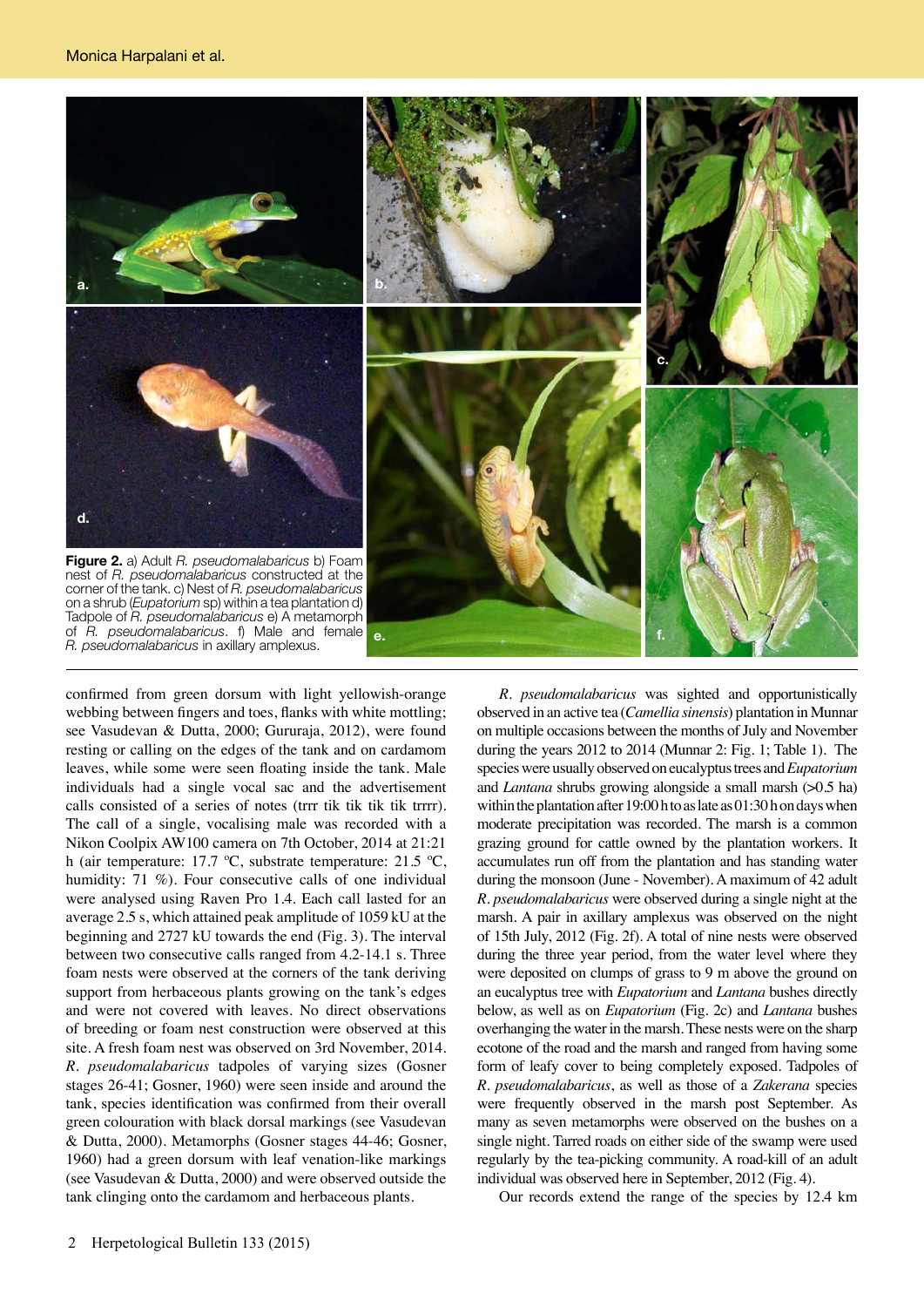**Figure 2.** a) Adult *R. pseudomalabaricus* b) Foam nest of *R. pseudomalabaricus* constructed at the corner of the tank. c) Nest of *R. pseudomalabaricus* on a shrub (*Eupatorium* sp) within a tea plantation d) Tadpole of *R. pseudomalabaricus* e) A metamorph of *R. pseudomalabaricus*. f) Male and female *R. pseudomalabaricus* in axillary amplexus.

confirmed from green dorsum with light yellowish-orange webbing between fingers and toes, flanks with white mottling; see Vasudevan & Dutta, 2000; Gururaja, 2012), were found resting or calling on the edges of the tank and on cardamom leaves, while some were seen floating inside the tank. Male individuals had a single vocal sac and the advertisement calls consisted of a series of notes (trrr tik tik tik tik trrrr). The call of a single, vocalising male was recorded with a Nikon Coolpix AW100 camera on 7th October, 2014 at 21:21 h (air temperature: 17.7 ºC, substrate temperature: 21.5 ºC, humidity: 71 %). Four consecutive calls of one individual were analysed using Raven Pro 1.4. Each call lasted for an average 2.5 s, which attained peak amplitude of 1059 kU at the beginning and 2727 kU towards the end (Fig. 3). The interval between two consecutive calls ranged from 4.2-14.1 s. Three foam nests were observed at the corners of the tank deriving support from herbaceous plants growing on the tank's edges and were not covered with leaves. No direct observations of breeding or foam nest construction were observed at this site. A fresh foam nest was observed on 3rd November, 2014. *R. pseudomalabaricus* tadpoles of varying sizes (Gosner stages 26-41; Gosner, 1960) were seen inside and around the tank, species identification was confirmed from their overall green colouration with black dorsal markings (see Vasudevan & Dutta, 2000). Metamorphs (Gosner stages 44-46; Gosner, 1960) had a green dorsum with leaf venation-like markings (see Vasudevan & Dutta, 2000) and were observed outside the tank clinging onto the cardamom and herbaceous plants.

*R. pseudomalabaricus* was sighted and opportunistically observed in an active tea (*Camellia sinensis*) plantation in Munnar on multiple occasions between the months of July and November during the years 2012 to 2014 (Munnar 2: Fig. 1; Table 1). The species were usually observed on eucalyptus trees and *Eupatorium* and *Lantana* shrubs growing alongside a small marsh (>0.5 ha) within the plantation after 19:00 h to as late as 01:30 h on days when moderate precipitation was recorded. The marsh is a common grazing ground for cattle owned by the plantation workers. It accumulates run off from the plantation and has standing water during the monsoon (June - November). A maximum of 42 adult *R. pseudomalabaricus* were observed during a single night at the marsh. A pair in axillary amplexus was observed on the night of 15th July, 2012 (Fig. 2f). A total of nine nests were observed during the three year period, from the water level where they were deposited on clumps of grass to 9 m above the ground on an eucalyptus tree with *Eupatorium* and *Lantana* bushes directly below, as well as on *Eupatorium* (Fig. 2c) and *Lantana* bushes overhanging the water in the marsh. These nests were on the sharp ecotone of the road and the marsh and ranged from having some form of leafy cover to being completely exposed. Tadpoles of *R. pseudomalabaricus*, as well as those of a *Zakerana* species were frequently observed in the marsh post September. As many as seven metamorphs were observed on the bushes on a single night. Tarred roads on either side of the swamp were used regularly by the tea-picking community. A road-kill of an adult individual was observed here in September, 2012 (Fig. 4).

Our records extend the range of the species by 12.4 km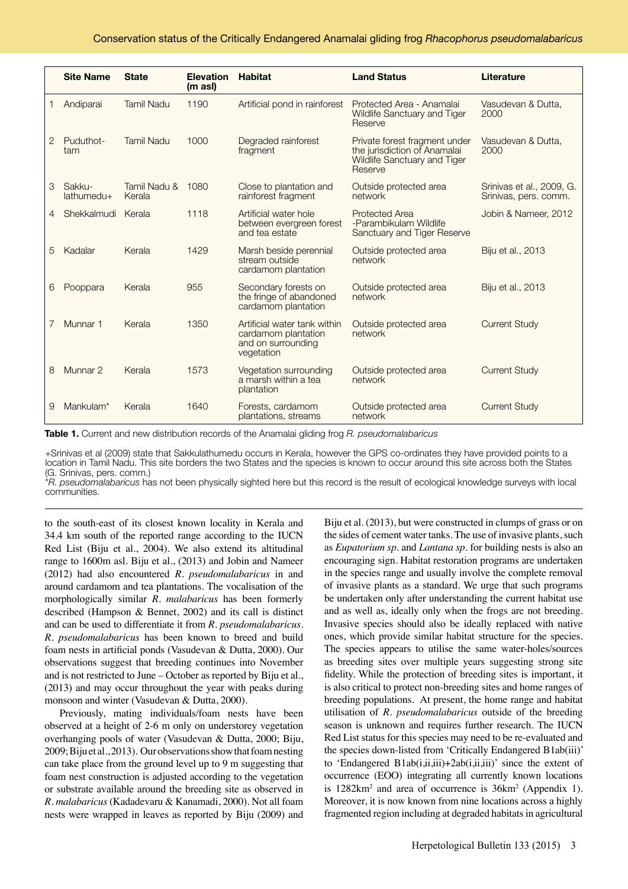| | Site Name | State | Elevation (m asl) | Habitat | Land Status | Literature |
|---|---|---|---|---|---|---|
| 1 | Andiparai | Tamil Nadu | 1190 | Artificial pond in rainforest | Protected Area - Anamalai Wildlife Sanctuary and Tiger Reserve | Vasudevan & Dutta, 2000 |
| 2 | Puduthottam | Tamil Nadu | 1000 | Degraded rainforest fragment | Private forest fragment under the jurisdiction of Anamalai Wildlife Sanctuary and Tiger Reserve | Vasudevan & Dutta, 2000 |
| 3 | Sakkulathumedu+ | Tamil Nadu & Kerala | 1080 | Close to plantation and rainforest fragment | Outside protected area network | Srinivas et al., 2009, G. Srinivas, pers. comm. |
| 4 | Shekkalmudi | Kerala | 1118 | Artificial water hole between evergreen forest and tea estate | Protected Area -Parambikulam Wildlife Sanctuary and Tiger Reserve | Jobin & Nameer, 2012 |
| 5 | Kadalar | Kerala | 1429 | Marsh beside perennial stream outside cardamom plantation | Outside protected area network | Biju et al., 2013 |
| 6 | Pooppara | Kerala | 955 | Secondary forests on the fringe of abandoned cardamom plantation | Outside protected area network | Biju et al., 2013 |
| 7 | Munnar 1 | Kerala | 1350 | Artificial water tank within cardamom plantation and on surrounding vegetation | Outside protected area network | Current Study |
| 8 | Munnar 2 | Kerala | 1573 | Vegetation surrounding a marsh within a tea plantation | Outside protected area network | Current Study |
| 9 | Mankulam* | Kerala | 1640 | Forests, cardamom plantations, streams | Outside protected area network | Current Study |

**Table 1.** Current and new distribution records of the Anamalai gliding frog *R. pseudomalabaricus*

+Srinivas et al (2009) state that Sakkulathumedu occurs in Kerala, however the GPS co-ordinates they have provided points to a location in Tamil Nadu. This site borders the two States and the species is known to occur around this site across both the States (G. Srinivas, pers. comm.)
**R. pseudomalabaricus* has not been physically sighted here but this record is the result of ecological knowledge surveys with local communities.

to the south-east of its closest known locality in Kerala and 34.4 km south of the reported range according to the IUCN Red List (Biju et al., 2004). We also extend its altitudinal range to 1600m asl. Biju et al., (2013) and Jobin and Nameer (2012) had also encountered *R. pseudomalabaricus* in and around cardamom and tea plantations. The vocalisation of the morphologically similar *R. malabaricus* has been formerly described (Hampson & Bennet, 2002) and its call is distinct and can be used to differentiate it from *R. pseudomalabaricus*. *R. pseudomalabaricus* has been known to breed and build foam nests in artificial ponds (Vasudevan & Dutta, 2000). Our observations suggest that breeding continues into November and is not restricted to June – October as reported by Biju et al., (2013) and may occur throughout the year with peaks during monsoon and winter (Vasudevan & Dutta, 2000).

Previously, mating individuals/foam nests have been observed at a height of 2-6 m only on understorey vegetation overhanging pools of water (Vasudevan & Dutta, 2000; Biju, 2009; Biju et al., 2013). Our observations show that foam nesting can take place from the ground level up to 9 m suggesting that foam nest construction is adjusted according to the vegetation or substrate available around the breeding site as observed in *R. malabaricus* (Kadadevaru & Kanamadi, 2000). Not all foam nests were wrapped in leaves as reported by Biju (2009) and Biju et al. (2013), but were constructed in clumps of grass or on the sides of cement water tanks. The use of invasive plants, such as *Eupatorium sp*. and *Lantana sp*. for building nests is also an encouraging sign. Habitat restoration programs are undertaken in the species range and usually involve the complete removal of invasive plants as a standard. We urge that such programs be undertaken only after understanding the current habitat use and as well as, ideally only when the frogs are not breeding. Invasive species should also be ideally replaced with native ones, which provide similar habitat structure for the species. The species appears to utilise the same water-holes/sources as breeding sites over multiple years suggesting strong site fidelity. While the protection of breeding sites is important, it is also critical to protect non-breeding sites and home ranges of breeding populations. At present, the home range and habitat utilisation of *R. pseudomalabaricus* outside of the breeding season is unknown and requires further research. The IUCN Red List status for this species may need to be re-evaluated and the species down-listed from 'Critically Endangered B1ab(iii)' to 'Endangered B1ab(i,ii,iii)+2ab(i,ii,iii)' since the extent of occurrence (EOO) integrating all currently known locations is 1282km$^2$ and area of occurrence is 36km$^2$ (Appendix 1). Moreover, it is now known from nine locations across a highly fragmented region including at degraded habitats in agricultural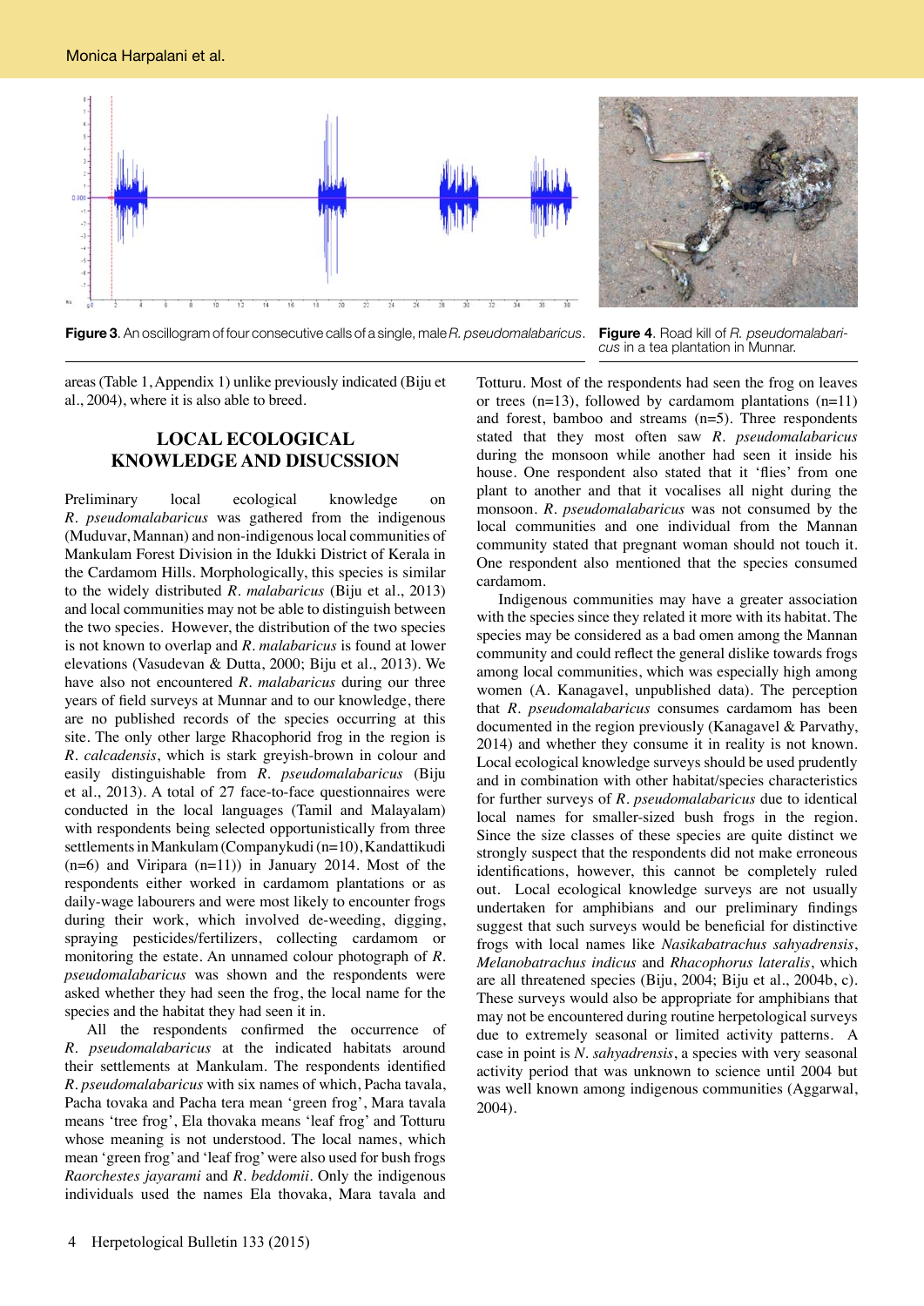**Figure 3**. An oscillogram of four consecutive calls of a single, male *R. pseudomalabaricus*.

**Figure 4**. Road kill of *R. pseudomalabaricus* in a tea plantation in Munnar.

areas (Table 1, Appendix 1) unlike previously indicated (Biju et al., 2004), where it is also able to breed.

## LOCAL ECOLOGICAL KNOWLEDGE AND DISUCSSION

Preliminary local ecological knowledge on *R. pseudomalabaricus* was gathered from the indigenous (Muduvar, Mannan) and non-indigenous local communities of Mankulam Forest Division in the Idukki District of Kerala in the Cardamom Hills. Morphologically, this species is similar to the widely distributed *R. malabaricus* (Biju et al., 2013) and local communities may not be able to distinguish between the two species. However, the distribution of the two species is not known to overlap and *R. malabaricus* is found at lower elevations (Vasudevan & Dutta, 2000; Biju et al., 2013). We have also not encountered *R. malabaricus* during our three years of field surveys at Munnar and to our knowledge, there are no published records of the species occurring at this site. The only other large Rhacophorid frog in the region is *R. calcadensis*, which is stark greyish-brown in colour and easily distinguishable from *R. pseudomalabaricus* (Biju et al., 2013). A total of 27 face-to-face questionnaires were conducted in the local languages (Tamil and Malayalam) with respondents being selected opportunistically from three settlements in Mankulam (Companykudi (n=10), Kandattikudi (n=6) and Viripara (n=11)) in January 2014. Most of the respondents either worked in cardamom plantations or as daily-wage labourers and were most likely to encounter frogs during their work, which involved de-weeding, digging, spraying pesticides/fertilizers, collecting cardamom or monitoring the estate. An unnamed colour photograph of *R. pseudomalabaricus* was shown and the respondents were asked whether they had seen the frog, the local name for the species and the habitat they had seen it in.

All the respondents confirmed the occurrence of *R. pseudomalabaricus* at the indicated habitats around their settlements at Mankulam. The respondents identified *R. pseudomalabaricus* with six names of which, Pacha tavala, Pacha tovaka and Pacha tera mean 'green frog', Mara tavala means 'tree frog', Ela thovaka means 'leaf frog' and Totturu whose meaning is not understood. The local names, which mean 'green frog' and 'leaf frog' were also used for bush frogs *Raorchestes jayarami* and *R. beddomii*. Only the indigenous individuals used the names Ela thovaka, Mara tavala and Totturu. Most of the respondents had seen the frog on leaves or trees (n=13), followed by cardamom plantations (n=11) and forest, bamboo and streams (n=5). Three respondents stated that they most often saw *R. pseudomalabaricus* during the monsoon while another had seen it inside his house. One respondent also stated that it 'flies' from one plant to another and that it vocalises all night during the monsoon. *R. pseudomalabaricus* was not consumed by the local communities and one individual from the Mannan community stated that pregnant woman should not touch it. One respondent also mentioned that the species consumed cardamom.

Indigenous communities may have a greater association with the species since they related it more with its habitat. The species may be considered as a bad omen among the Mannan community and could reflect the general dislike towards frogs among local communities, which was especially high among women (A. Kanagavel, unpublished data). The perception that *R. pseudomalabaricus* consumes cardamom has been documented in the region previously (Kanagavel & Parvathy, 2014) and whether they consume it in reality is not known. Local ecological knowledge surveys should be used prudently and in combination with other habitat/species characteristics for further surveys of *R. pseudomalabaricus* due to identical local names for smaller-sized bush frogs in the region. Since the size classes of these species are quite distinct we strongly suspect that the respondents did not make erroneous identifications, however, this cannot be completely ruled out. Local ecological knowledge surveys are not usually undertaken for amphibians and our preliminary findings suggest that such surveys would be beneficial for distinctive frogs with local names like *Nasikabatrachus sahyadrensis*, *Melanobatrachus indicus* and *Rhacophorus lateralis*, which are all threatened species (Biju, 2004; Biju et al., 2004b, c). These surveys would also be appropriate for amphibians that may not be encountered during routine herpetological surveys due to extremely seasonal or limited activity patterns. A case in point is *N. sahyadrensis*, a species with very seasonal activity period that was unknown to science until 2004 but was well known among indigenous communities (Aggarwal, 2004).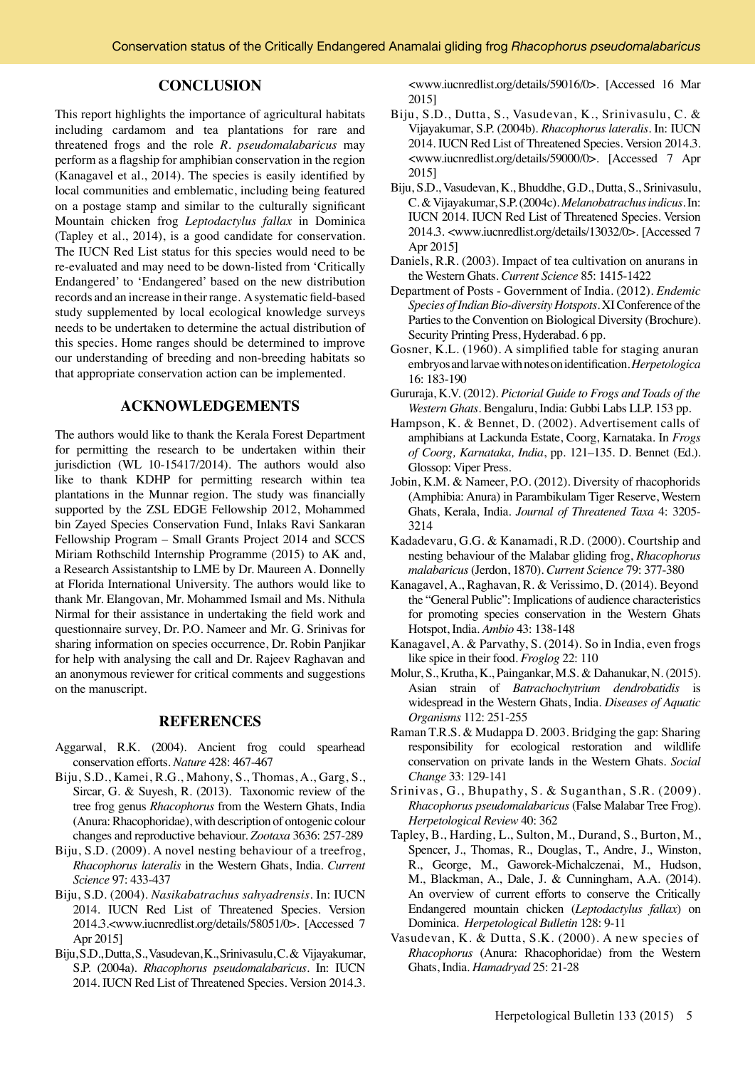## CONCLUSION

This report highlights the importance of agricultural habitats including cardamom and tea plantations for rare and threatened frogs and the role *R. pseudomalabaricus* may perform as a flagship for amphibian conservation in the region (Kanagavel et al., 2014). The species is easily identified by local communities and emblematic, including being featured on a postage stamp and similar to the culturally significant Mountain chicken frog *Leptodactylus fallax* in Dominica (Tapley et al., 2014), is a good candidate for conservation. The IUCN Red List status for this species would need to be re-evaluated and may need to be down-listed from 'Critically Endangered' to 'Endangered' based on the new distribution records and an increase in their range. A systematic field-based study supplemented by local ecological knowledge surveys needs to be undertaken to determine the actual distribution of this species. Home ranges should be determined to improve our understanding of breeding and non-breeding habitats so that appropriate conservation action can be implemented.

## ACKNOWLEDGEMENTS

The authors would like to thank the Kerala Forest Department for permitting the research to be undertaken within their jurisdiction (WL 10-15417/2014). The authors would also like to thank KDHP for permitting research within tea plantations in the Munnar region. The study was financially supported by the ZSL EDGE Fellowship 2012, Mohammed bin Zayed Species Conservation Fund, Inlaks Ravi Sankaran Fellowship Program – Small Grants Project 2014 and SCCS Miriam Rothschild Internship Programme (2015) to AK and, a Research Assistantship to LME by Dr. Maureen A. Donnelly at Florida International University. The authors would like to thank Mr. Elangovan, Mr. Mohammed Ismail and Ms. Nithula Nirmal for their assistance in undertaking the field work and questionnaire survey, Dr. P.O. Nameer and Mr. G. Srinivas for sharing information on species occurrence, Dr. Robin Panjikar for help with analysing the call and Dr. Rajeev Raghavan and an anonymous reviewer for critical comments and suggestions on the manuscript.

## REFERENCES

Aggarwal, R.K. (2004). Ancient frog could spearhead conservation efforts. *Nature* 428: 467-467

Biju, S.D., Kamei, R.G., Mahony, S., Thomas, A., Garg, S., Sircar, G. & Suyesh, R. (2013). Taxonomic review of the tree frog genus *Rhacophorus* from the Western Ghats, India (Anura: Rhacophoridae), with description of ontogenic colour changes and reproductive behaviour. *Zootaxa* 3636: 257-289

Biju, S.D. (2009). A novel nesting behaviour of a treefrog, *Rhacophorus lateralis* in the Western Ghats, India. *Current Science* 97: 433-437

Biju, S.D. (2004). *Nasikabatrachus sahyadrensis*. In: IUCN 2014. IUCN Red List of Threatened Species. Version 2014.3.<www.iucnredlist.org/details/58051/0>. [Accessed 7 Apr 2015]

Biju, S.D., Dutta, S., Vasudevan, K., Srinivasulu, C. & Vijayakumar, S.P. (2004a). *Rhacophorus pseudomalabaricus*. In: IUCN 2014. IUCN Red List of Threatened Species. Version 2014.3. <www.iucnredlist.org/details/59016/0>. [Accessed 16 Mar 2015]

Biju, S.D., Dutta, S., Vasudevan, K., Srinivasulu, C. & Vijayakumar, S.P. (2004b). *Rhacophorus lateralis*. In: IUCN 2014. IUCN Red List of Threatened Species. Version 2014.3. <www.iucnredlist.org/details/59000/0>. [Accessed 7 Apr 2015]

Biju, S.D., Vasudevan, K., Bhuddhe, G.D., Dutta, S., Srinivasulu, C. & Vijayakumar, S.P. (2004c). *Melanobatrachus indicus*. In: IUCN 2014. IUCN Red List of Threatened Species. Version 2014.3. <www.iucnredlist.org/details/13032/0>. [Accessed 7 Apr 2015]

Daniels, R.R. (2003). Impact of tea cultivation on anurans in the Western Ghats. *Current Science* 85: 1415-1422

Department of Posts - Government of India. (2012). *Endemic Species of Indian Bio-diversity Hotspots*. XI Conference of the Parties to the Convention on Biological Diversity (Brochure). Security Printing Press, Hyderabad. 6 pp.

Gosner, K.L. (1960). A simplified table for staging anuran embryos and larvae with notes on identification. *Herpetologica* 16: 183-190

Gururaja, K.V. (2012). *Pictorial Guide to Frogs and Toads of the Western Ghats*. Bengaluru, India: Gubbi Labs LLP. 153 pp.

Hampson, K. & Bennet, D. (2002). Advertisement calls of amphibians at Lackunda Estate, Coorg, Karnataka. In *Frogs of Coorg, Karnataka, India*, pp. 121–135. D. Bennet (Ed.). Glossop: Viper Press.

Jobin, K.M. & Nameer, P.O. (2012). Diversity of rhacophorids (Amphibia: Anura) in Parambikulam Tiger Reserve, Western Ghats, Kerala, India. *Journal of Threatened Taxa* 4: 3205-3214

Kadadevaru, G.G. & Kanamadi, R.D. (2000). Courtship and nesting behaviour of the Malabar gliding frog, *Rhacophorus malabaricus* (Jerdon, 1870). *Current Science* 79: 377-380

Kanagavel, A., Raghavan, R. & Verissimo, D. (2014). Beyond the "General Public": Implications of audience characteristics for promoting species conservation in the Western Ghats Hotspot, India. *Ambio* 43: 138-148

Kanagavel, A. & Parvathy, S. (2014). So in India, even frogs like spice in their food. *Froglog* 22: 110

Molur, S., Krutha, K., Paingankar, M.S. & Dahanukar, N. (2015). Asian strain of *Batrachochytrium dendrobatidis* is widespread in the Western Ghats, India. *Diseases of Aquatic Organisms* 112: 251-255

Raman T.R.S. & Mudappa D. 2003. Bridging the gap: Sharing responsibility for ecological restoration and wildlife conservation on private lands in the Western Ghats. *Social Change* 33: 129-141

Srinivas, G., Bhupathy, S. & Suganthan, S.R. (2009). *Rhacophorus pseudomalabaricus* (False Malabar Tree Frog). *Herpetological Review* 40: 362

Tapley, B., Harding, L., Sulton, M., Durand, S., Burton, M., Spencer, J., Thomas, R., Douglas, T., Andre, J., Winston, R., George, M., Gaworek-Michalczenai, M., Hudson, M., Blackman, A., Dale, J. & Cunningham, A.A. (2014). An overview of current efforts to conserve the Critically Endangered mountain chicken (*Leptodactylus fallax*) on Dominica. *Herpetological Bulletin* 128: 9-11

Vasudevan, K. & Dutta, S.K. (2000). A new species of *Rhacophorus* (Anura: Rhacophoridae) from the Western Ghats, India. *Hamadryad* 25: 21-28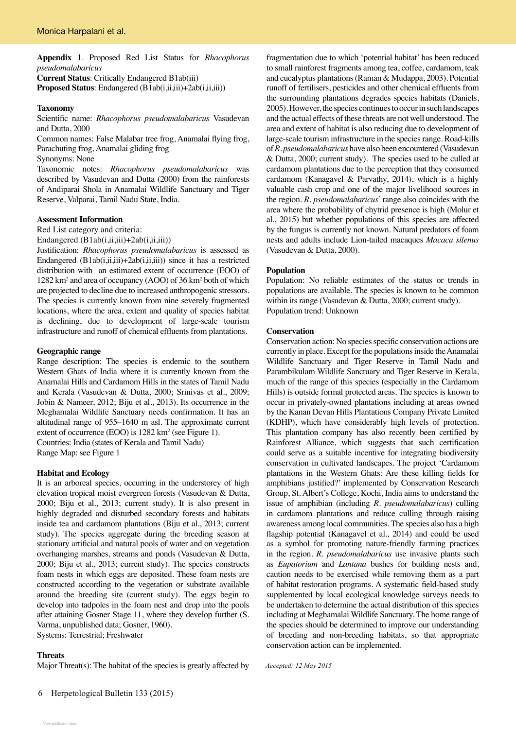**Appendix 1**. Proposed Red List Status for *Rhacophorus pseudomalabaricus*

**Current Status**: Critically Endangered B1ab(iii)

**Proposed Status**: Endangered (B1ab(i,ii,iii)+2ab(i,ii,iii))

**Taxonomy**

Scientific name: *Rhacophorus pseudomalabaricus* Vasudevan and Dutta, 2000

Common names: False Malabar tree frog, Anamalai flying frog, Parachuting frog, Anamalai gliding frog

Synonyms: None

Taxonomic notes: *Rhacophorus pseudomalabaricus* was described by Vasudevan and Dutta (2000) from the rainforests of Andiparai Shola in Anamalai Wildlife Sanctuary and Tiger Reserve, Valparai, Tamil Nadu State, India.

**Assessment Information**

Red List category and criteria:

Endangered (B1ab(i,ii,iii)+2ab(i,ii,iii))

Justification: *Rhacophorus pseudomalabaricus* is assessed as Endangered (B1ab(i,ii,iii)+2ab(i,ii,iii)) since it has a restricted distribution with an estimated extent of occurrence (EOO) of 1282 $km^2$ and area of occupancy (AOO) of 36 $km^2$ both of which are projected to decline due to increased anthropogenic stressors. The species is currently known from nine severely fragmented locations, where the area, extent and quality of species habitat is declining, due to development of large-scale tourism infrastructure and runoff of chemical effluents from plantations.

**Geographic range**

Range description: The species is endemic to the southern Western Ghats of India where it is currently known from the Anamalai Hills and Cardamom Hills in the states of Tamil Nadu and Kerala (Vasudevan & Dutta, 2000; Srinivas et al., 2009; Jobin & Nameer, 2012; Biju et al., 2013). Its occurrence in the Meghamalai Wildlife Sanctuary needs confirmation. It has an altitudinal range of 955–1640 m asl. The approximate current extent of occurrence (EOO) is 1282 $km^2$ (see Figure 1).

Countries: India (states of Kerala and Tamil Nadu)

Range Map: see Figure 1

**Habitat and Ecology**

It is an arboreal species, occurring in the understorey of high elevation tropical moist evergreen forests (Vasudevan & Dutta, 2000; Biju et al., 2013; current study). It is also present in highly degraded and disturbed secondary forests and habitats inside tea and cardamom plantations (Biju et al., 2013; current study). The species aggregate during the breeding season at stationary artificial and natural pools of water and on vegetation overhanging marshes, streams and ponds (Vasudevan & Dutta, 2000; Biju et al., 2013; current study). The species constructs foam nests in which eggs are deposited. These foam nests are constructed according to the vegetation or substrate available around the breeding site (current study). The eggs begin to develop into tadpoles in the foam nest and drop into the pools after attaining Gosner Stage 11, where they develop further (S. Varma, unpublished data; Gosner, 1960).

Systems: Terrestrial; Freshwater

**Threats**

Major Threat(s): The habitat of the species is greatly affected by fragmentation due to which 'potential habitat' has been reduced to small rainforest fragments among tea, coffee, cardamom, teak and eucalyptus plantations (Raman & Mudappa, 2003). Potential runoff of fertilisers, pesticides and other chemical effluents from the surrounding plantations degrades species habitats (Daniels, 2005). However, the species continues to occur in such landscapes and the actual effects of these threats are not well understood. The area and extent of habitat is also reducing due to development of large-scale tourism infrastructure in the species range. Road-kills of *R. pseudomalabaricus* have also been encountered (Vasudevan & Dutta, 2000; current study). The species used to be culled at cardamom plantations due to the perception that they consumed cardamom (Kanagavel & Parvathy, 2014), which is a highly valuable cash crop and one of the major livelihood sources in the region. *R. pseudomalabaricus*' range also coincides with the area where the probability of chytrid presence is high (Molur et al., 2015) but whether populations of this species are affected by the fungus is currently not known. Natural predators of foam nests and adults include Lion-tailed macaques *Macaca silenus* (Vasudevan & Dutta, 2000).

**Population**

Population: No reliable estimates of the status or trends in populations are available. The species is known to be common within its range (Vasudevan & Dutta, 2000; current study).

Population trend: Unknown

**Conservation**

Conservation action: No species specific conservation actions are currently in place. Except for the populations inside the Anamalai Wildlife Sanctuary and Tiger Reserve in Tamil Nadu and Parambikulam Wildlife Sanctuary and Tiger Reserve in Kerala, much of the range of this species (especially in the Cardamom Hills) is outside formal protected areas. The species is known to occur in privately-owned plantations including at areas owned by the Kanan Devan Hills Plantations Company Private Limited (KDHP), which have considerably high levels of protection. This plantation company has also recently been certified by Rainforest Alliance, which suggests that such certification could serve as a suitable incentive for integrating biodiversity conservation in cultivated landscapes. The project 'Cardamom plantations in the Western Ghats: Are these killing fields for amphibians justified?' implemented by Conservation Research Group, St. Albert's College, Kochi, India aims to understand the issue of amphibian (including *R. pseudomalabaricus*) culling in cardamom plantations and reduce culling through raising awareness among local communities. The species also has a high flagship potential (Kanagavel et al., 2014) and could be used as a symbol for promoting nature-friendly farming practices in the region. *R. pseudomalabaricus* use invasive plants such as *Eupatorium* and *Lantana* bushes for building nests and, caution needs to be exercised while removing them as a part of habitat restoration programs. A systematic field-based study supplemented by local ecological knowledge surveys needs to be undertaken to determine the actual distribution of this species including at Meghamalai Wildlife Sanctuary. The home range of the species should be determined to improve our understanding of breeding and non-breeding habitats, so that appropriate conservation action can be implemented.

*Accepted: 12 May 2015*